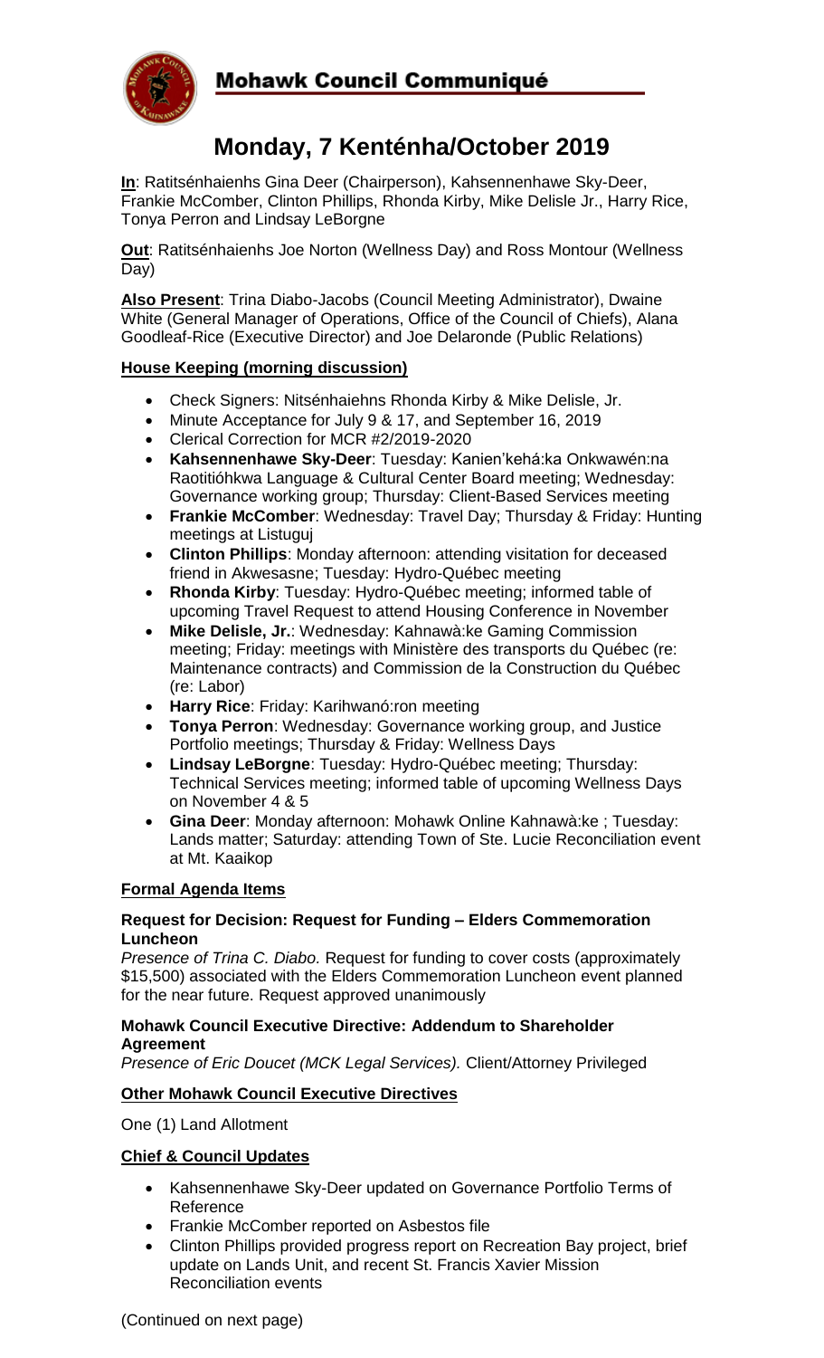# Mohawk Council Communiqué

## Monday, 7 Kenténha/October 2019

**In**: Ratitsénhaienhs Gina Deer (Chairperson), Kahsennenhawe Sky-Deer, Frankie McComber, Clinton Phillips, Rhonda Kirby, Mike Delisle Jr., Harry Rice, Tonya Perron and Lindsay LeBorgne

**Out**: Ratitsénhaienhs Joe Norton (Wellness Day) and Ross Montour (Wellness Day)

**Also Present**: Trina Diabo-Jacobs (Council Meeting Administrator), Dwaine White (General Manager of Operations, Office of the Council of Chiefs), Alana Goodleaf-Rice (Executive Director) and Joe Delaronde (Public Relations)

### House Keeping (morning discussion)

- Check Signers: Nitsénhaiehns Rhonda Kirby & Mike Delisle, Jr.
- Minute Acceptance for July 9 & 17, and September 16, 2019
- Clerical Correction for MCR #2/2019-2020
- **Kahsennenhawe Sky-Deer**: Tuesday: Kanien'kehá:ka Onkwawén:na Raotitióhkwa Language & Cultural Center Board meeting; Wednesday: Governance working group; Thursday: Client-Based Services meeting
- **Frankie McComber**: Wednesday: Travel Day; Thursday & Friday: Hunting meetings at Listuguj
- **Clinton Phillips**: Monday afternoon: attending visitation for deceased friend in Akwesasne; Tuesday: Hydro-Québec meeting
- **Rhonda Kirby**: Tuesday: Hydro-Québec meeting; informed table of upcoming Travel Request to attend Housing Conference in November
- **Mike Delisle, Jr.**: Wednesday: Kahnawà:ke Gaming Commission meeting; Friday: meetings with Ministère des transports du Québec (re: Maintenance contracts) and Commission de la Construction du Québec (re: Labor)
- **Harry Rice**: Friday: Karihwanó:ron meeting
- **Tonya Perron**: Wednesday: Governance working group, and Justice Portfolio meetings; Thursday & Friday: Wellness Days
- **Lindsay LeBorgne**: Tuesday: Hydro-Québec meeting; Thursday: Technical Services meeting; informed table of upcoming Wellness Days on November 4 & 5
- **Gina Deer**: Monday afternoon: Mohawk Online Kahnawà:ke ; Tuesday: Lands matter; Saturday: attending Town of Ste. Lucie Reconciliation event at Mt. Kaaikop

### Formal Agenda Items

#### Request for Decision: Request for Funding – Elders Commemoration Luncheon

*Presence of Trina C. Diabo.* Request for funding to cover costs (approximately $15,500) associated with the Elders Commemoration Luncheon event planned for the near future. Request approved unanimously

#### Mohawk Council Executive Directive: Addendum to Shareholder Agreement

*Presence of Eric Doucet (MCK Legal Services).* Client/Attorney Privileged

### Other Mohawk Council Executive Directives

One (1) Land Allotment

### Chief & Council Updates

- Kahsennenhawe Sky-Deer updated on Governance Portfolio Terms of Reference
- Frankie McComber reported on Asbestos file
- Clinton Phillips provided progress report on Recreation Bay project, brief update on Lands Unit, and recent St. Francis Xavier Mission Reconciliation events

(Continued on next page)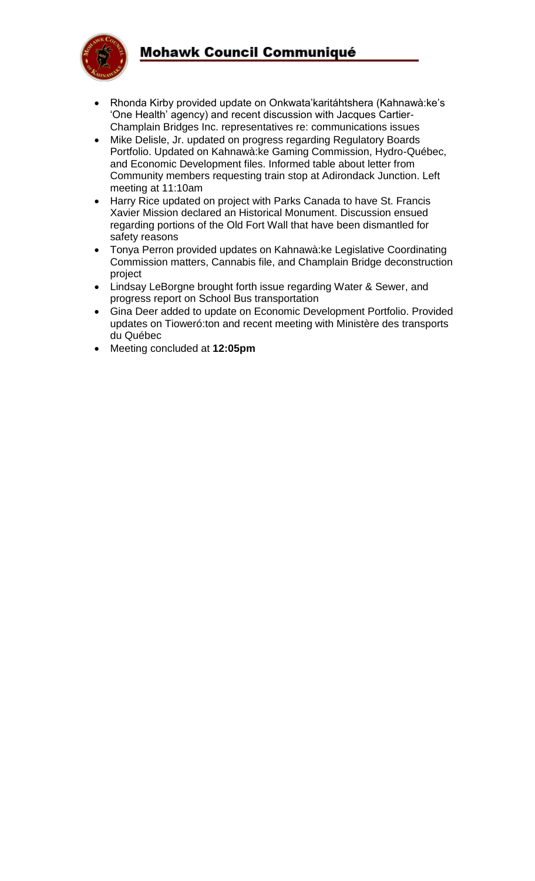- Rhonda Kirby provided update on Onkwata'karitáhtshera (Kahnawà:ke's 'One Health' agency) and recent discussion with Jacques Cartier-Champlain Bridges Inc. representatives re: communications issues
- Mike Delisle, Jr. updated on progress regarding Regulatory Boards Portfolio. Updated on Kahnawà:ke Gaming Commission, Hydro-Québec, and Economic Development files. Informed table about letter from Community members requesting train stop at Adirondack Junction. Left meeting at 11:10am
- Harry Rice updated on project with Parks Canada to have St. Francis Xavier Mission declared an Historical Monument. Discussion ensued regarding portions of the Old Fort Wall that have been dismantled for safety reasons
- Tonya Perron provided updates on Kahnawà:ke Legislative Coordinating Commission matters, Cannabis file, and Champlain Bridge deconstruction project
- Lindsay LeBorgne brought forth issue regarding Water & Sewer, and progress report on School Bus transportation
- Gina Deer added to update on Economic Development Portfolio. Provided updates on Tioweró:ton and recent meeting with Ministère des transports du Québec
- Meeting concluded at **12:05pm**